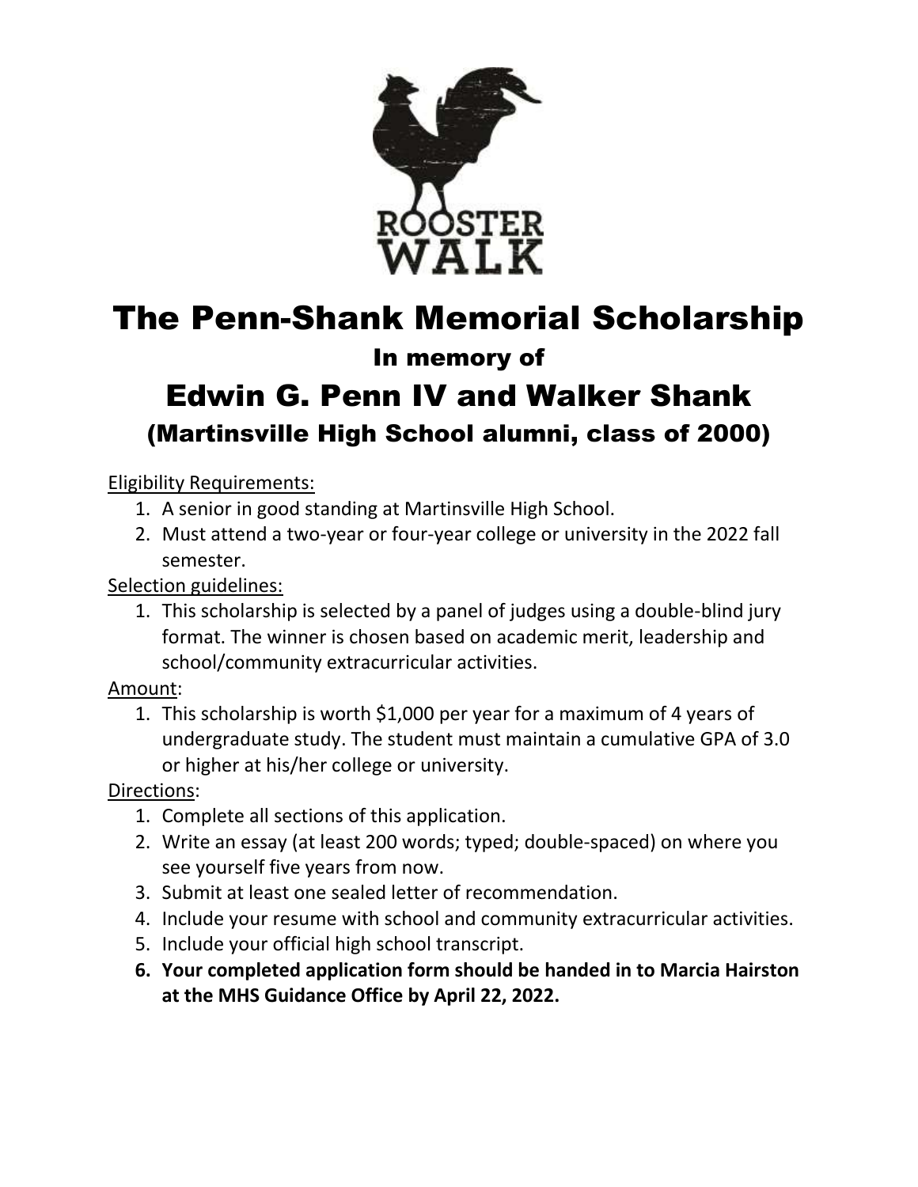ROOSTER WALK

# The Penn-Shank Memorial Scholarship

## In memory of

# Edwin G. Penn IV and Walker Shank

## (Martinsville High School alumni, class of 2000)

<u>Eligibility Requirements:</u>

1. A senior in good standing at Martinsville High School.
2. Must attend a two-year or four-year college or university in the 2022 fall semester.

<u>Selection guidelines:</u>

1. This scholarship is selected by a panel of judges using a double-blind jury format. The winner is chosen based on academic merit, leadership and school/community extracurricular activities.

<u>Amount</u>:

1. This scholarship is worth $1,000 per year for a maximum of 4 years of undergraduate study. The student must maintain a cumulative GPA of 3.0 or higher at his/her college or university.

<u>Directions</u>:

1. Complete all sections of this application.
2. Write an essay (at least 200 words; typed; double-spaced) on where you see yourself five years from now.
3. Submit at least one sealed letter of recommendation.
4. Include your resume with school and community extracurricular activities.
5. Include your official high school transcript.
6. **Your completed application form should be handed in to Marcia Hairston at the MHS Guidance Office by April 22, 2022.**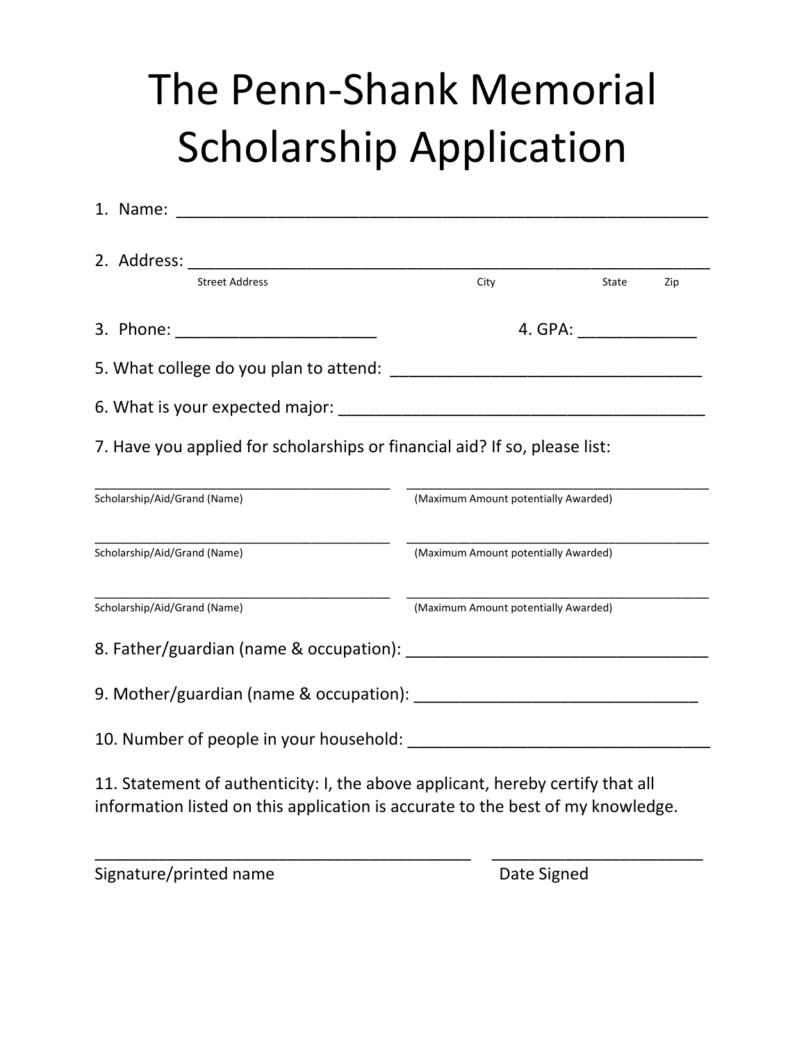# The Penn-Shank Memorial Scholarship Application

1. Name: ___________________________________________________________

2. Address: _________________________________________________________

   Street Address                                        City                    State          Zip

3. Phone: ______________________                4. GPA: _____________

5. What college do you plan to attend: __________________________________

6. What is your expected major: _______________________________________

7. Have you applied for scholarships or financial aid? If so, please list:

_________________________________________     _________________________________________
Scholarship/Aid/Grand (Name)     (Maximum Amount potentially Awarded)

_________________________________________     _________________________________________
Scholarship/Aid/Grand (Name)     (Maximum Amount potentially Awarded)

_________________________________________     _________________________________________
Scholarship/Aid/Grand (Name)     (Maximum Amount potentially Awarded)

8. Father/guardian (name & occupation): _________________________________

9. Mother/guardian (name & occupation): ________________________________

10. Number of people in your household: _________________________________

11. Statement of authenticity: I, the above applicant, hereby certify that all information listed on this application is accurate to the best of my knowledge.

___________________________________________     _______________________
Signature/printed name     Date Signed